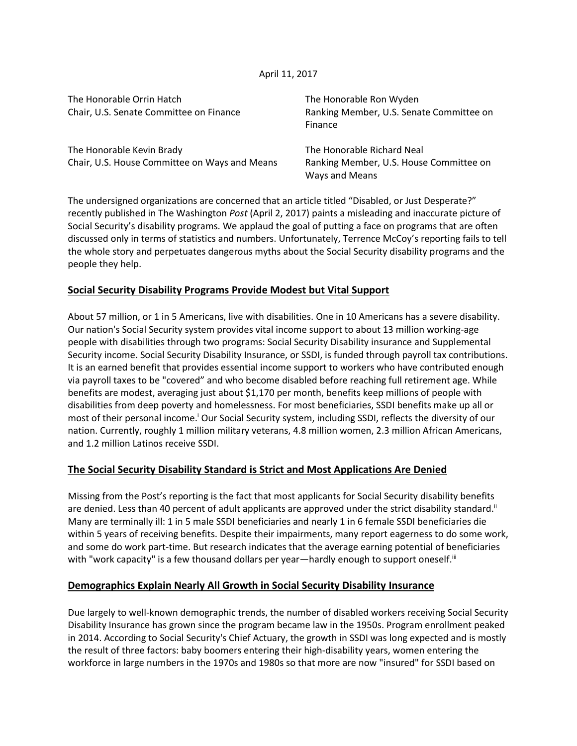April 11, 2017

The Honorable Orrin Hatch
Chair, U.S. Senate Committee on Finance

The Honorable Ron Wyden
Ranking Member, U.S. Senate Committee on Finance

The Honorable Kevin Brady
Chair, U.S. House Committee on Ways and Means

The Honorable Richard Neal
Ranking Member, U.S. House Committee on Ways and Means

The undersigned organizations are concerned that an article titled "Disabled, or Just Desperate?" recently published in The Washington *Post* (April 2, 2017) paints a misleading and inaccurate picture of Social Security's disability programs. We applaud the goal of putting a face on programs that are often discussed only in terms of statistics and numbers. Unfortunately, Terrence McCoy's reporting fails to tell the whole story and perpetuates dangerous myths about the Social Security disability programs and the people they help.

## Social Security Disability Programs Provide Modest but Vital Support

About 57 million, or 1 in 5 Americans, live with disabilities. One in 10 Americans has a severe disability. Our nation's Social Security system provides vital income support to about 13 million working-age people with disabilities through two programs: Social Security Disability insurance and Supplemental Security income. Social Security Disability Insurance, or SSDI, is funded through payroll tax contributions. It is an earned benefit that provides essential income support to workers who have contributed enough via payroll taxes to be "covered" and who become disabled before reaching full retirement age. While benefits are modest, averaging just about $1,170 per month, benefits keep millions of people with disabilities from deep poverty and homelessness. For most beneficiaries, SSDI benefits make up all or most of their personal income.[i] Our Social Security system, including SSDI, reflects the diversity of our nation. Currently, roughly 1 million military veterans, 4.8 million women, 2.3 million African Americans, and 1.2 million Latinos receive SSDI.

## The Social Security Disability Standard is Strict and Most Applications Are Denied

Missing from the Post's reporting is the fact that most applicants for Social Security disability benefits are denied. Less than 40 percent of adult applicants are approved under the strict disability standard.[ii] Many are terminally ill: 1 in 5 male SSDI beneficiaries and nearly 1 in 6 female SSDI beneficiaries die within 5 years of receiving benefits. Despite their impairments, many report eagerness to do some work, and some do work part-time. But research indicates that the average earning potential of beneficiaries with "work capacity" is a few thousand dollars per year—hardly enough to support oneself.[iii]

## Demographics Explain Nearly All Growth in Social Security Disability Insurance

Due largely to well-known demographic trends, the number of disabled workers receiving Social Security Disability Insurance has grown since the program became law in the 1950s. Program enrollment peaked in 2014. According to Social Security's Chief Actuary, the growth in SSDI was long expected and is mostly the result of three factors: baby boomers entering their high-disability years, women entering the workforce in large numbers in the 1970s and 1980s so that more are now "insured" for SSDI based on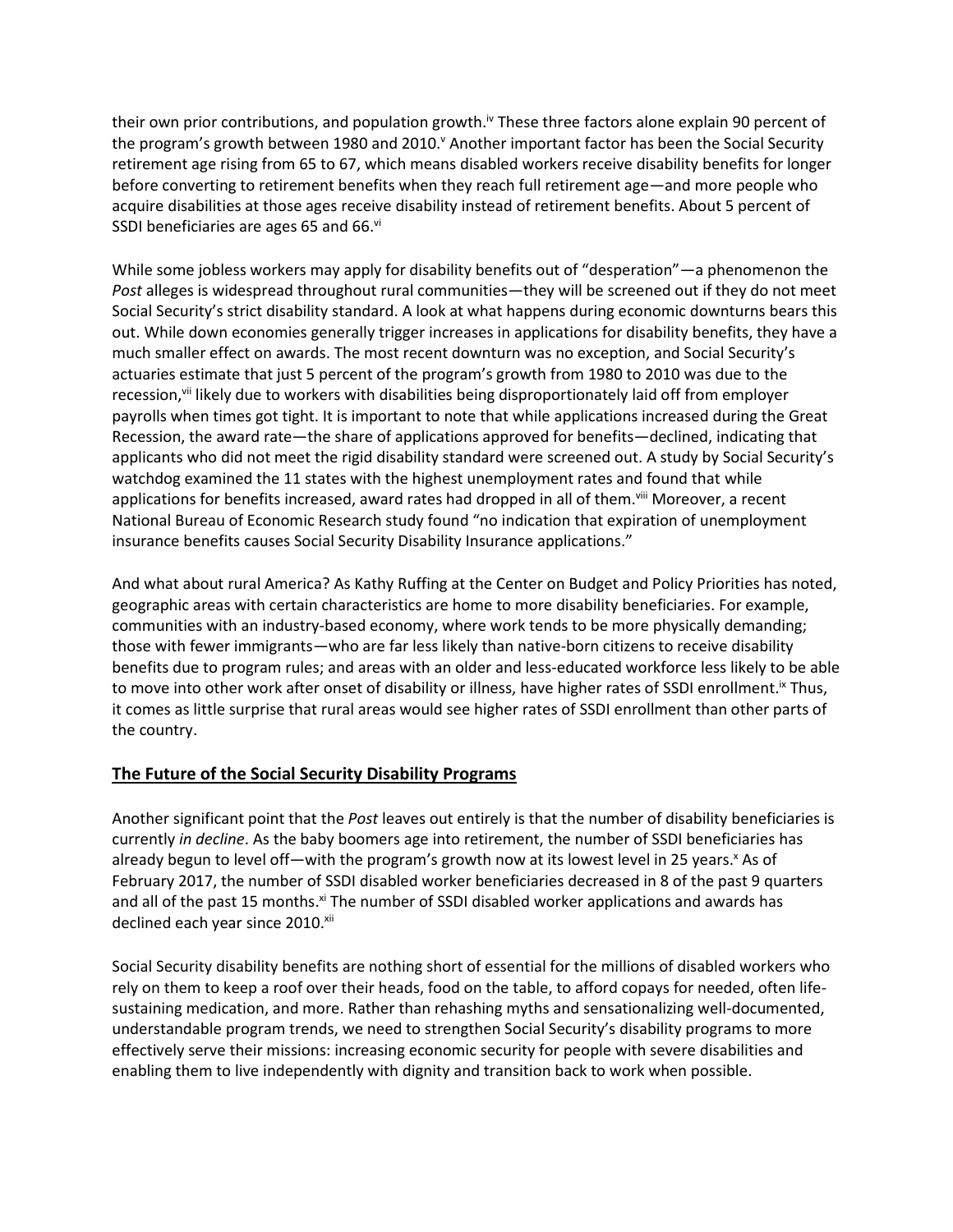their own prior contributions, and population growth.[iv] These three factors alone explain 90 percent of the program's growth between 1980 and 2010.[v] Another important factor has been the Social Security retirement age rising from 65 to 67, which means disabled workers receive disability benefits for longer before converting to retirement benefits when they reach full retirement age—and more people who acquire disabilities at those ages receive disability instead of retirement benefits. About 5 percent of SSDI beneficiaries are ages 65 and 66.[vi]

While some jobless workers may apply for disability benefits out of "desperation"—a phenomenon the *Post* alleges is widespread throughout rural communities—they will be screened out if they do not meet Social Security's strict disability standard. A look at what happens during economic downturns bears this out. While down economies generally trigger increases in applications for disability benefits, they have a much smaller effect on awards. The most recent downturn was no exception, and Social Security's actuaries estimate that just 5 percent of the program's growth from 1980 to 2010 was due to the recession,[vii] likely due to workers with disabilities being disproportionately laid off from employer payrolls when times got tight. It is important to note that while applications increased during the Great Recession, the award rate—the share of applications approved for benefits—declined, indicating that applicants who did not meet the rigid disability standard were screened out. A study by Social Security's watchdog examined the 11 states with the highest unemployment rates and found that while applications for benefits increased, award rates had dropped in all of them.[viii] Moreover, a recent National Bureau of Economic Research study found "no indication that expiration of unemployment insurance benefits causes Social Security Disability Insurance applications."

And what about rural America? As Kathy Ruffing at the Center on Budget and Policy Priorities has noted, geographic areas with certain characteristics are home to more disability beneficiaries. For example, communities with an industry-based economy, where work tends to be more physically demanding; those with fewer immigrants—who are far less likely than native-born citizens to receive disability benefits due to program rules; and areas with an older and less-educated workforce less likely to be able to move into other work after onset of disability or illness, have higher rates of SSDI enrollment.[ix] Thus, it comes as little surprise that rural areas would see higher rates of SSDI enrollment than other parts of the country.

## The Future of the Social Security Disability Programs

Another significant point that the *Post* leaves out entirely is that the number of disability beneficiaries is currently *in decline*. As the baby boomers age into retirement, the number of SSDI beneficiaries has already begun to level off—with the program's growth now at its lowest level in 25 years.[x] As of February 2017, the number of SSDI disabled worker beneficiaries decreased in 8 of the past 9 quarters and all of the past 15 months.[xi] The number of SSDI disabled worker applications and awards has declined each year since 2010.[xii]

Social Security disability benefits are nothing short of essential for the millions of disabled workers who rely on them to keep a roof over their heads, food on the table, to afford copays for needed, often life-sustaining medication, and more. Rather than rehashing myths and sensationalizing well-documented, understandable program trends, we need to strengthen Social Security's disability programs to more effectively serve their missions: increasing economic security for people with severe disabilities and enabling them to live independently with dignity and transition back to work when possible.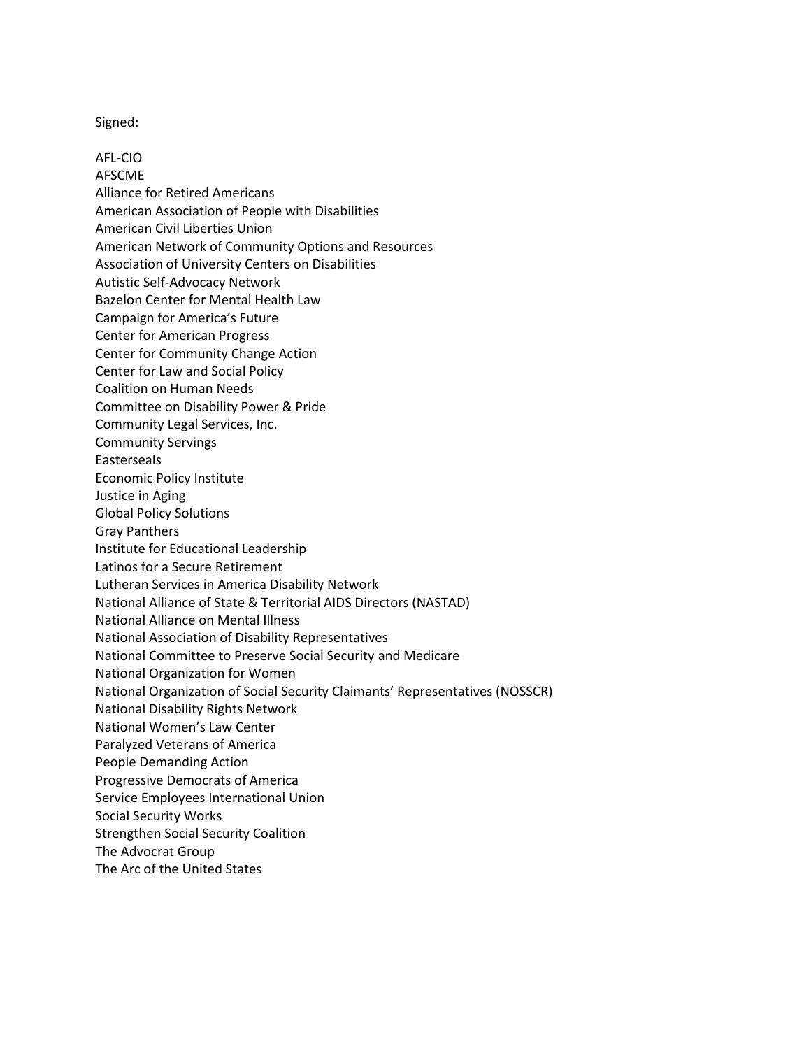Signed:

AFL-CIO
AFSCME
Alliance for Retired Americans
American Association of People with Disabilities
American Civil Liberties Union
American Network of Community Options and Resources
Association of University Centers on Disabilities
Autistic Self-Advocacy Network
Bazelon Center for Mental Health Law
Campaign for America's Future
Center for American Progress
Center for Community Change Action
Center for Law and Social Policy
Coalition on Human Needs
Committee on Disability Power & Pride
Community Legal Services, Inc.
Community Servings
Easterseals
Economic Policy Institute
Justice in Aging
Global Policy Solutions
Gray Panthers
Institute for Educational Leadership
Latinos for a Secure Retirement
Lutheran Services in America Disability Network
National Alliance of State & Territorial AIDS Directors (NASTAD)
National Alliance on Mental Illness
National Association of Disability Representatives
National Committee to Preserve Social Security and Medicare
National Organization for Women
National Organization of Social Security Claimants' Representatives (NOSSCR)
National Disability Rights Network
National Women's Law Center
Paralyzed Veterans of America
People Demanding Action
Progressive Democrats of America
Service Employees International Union
Social Security Works
Strengthen Social Security Coalition
The Advocrat Group
The Arc of the United States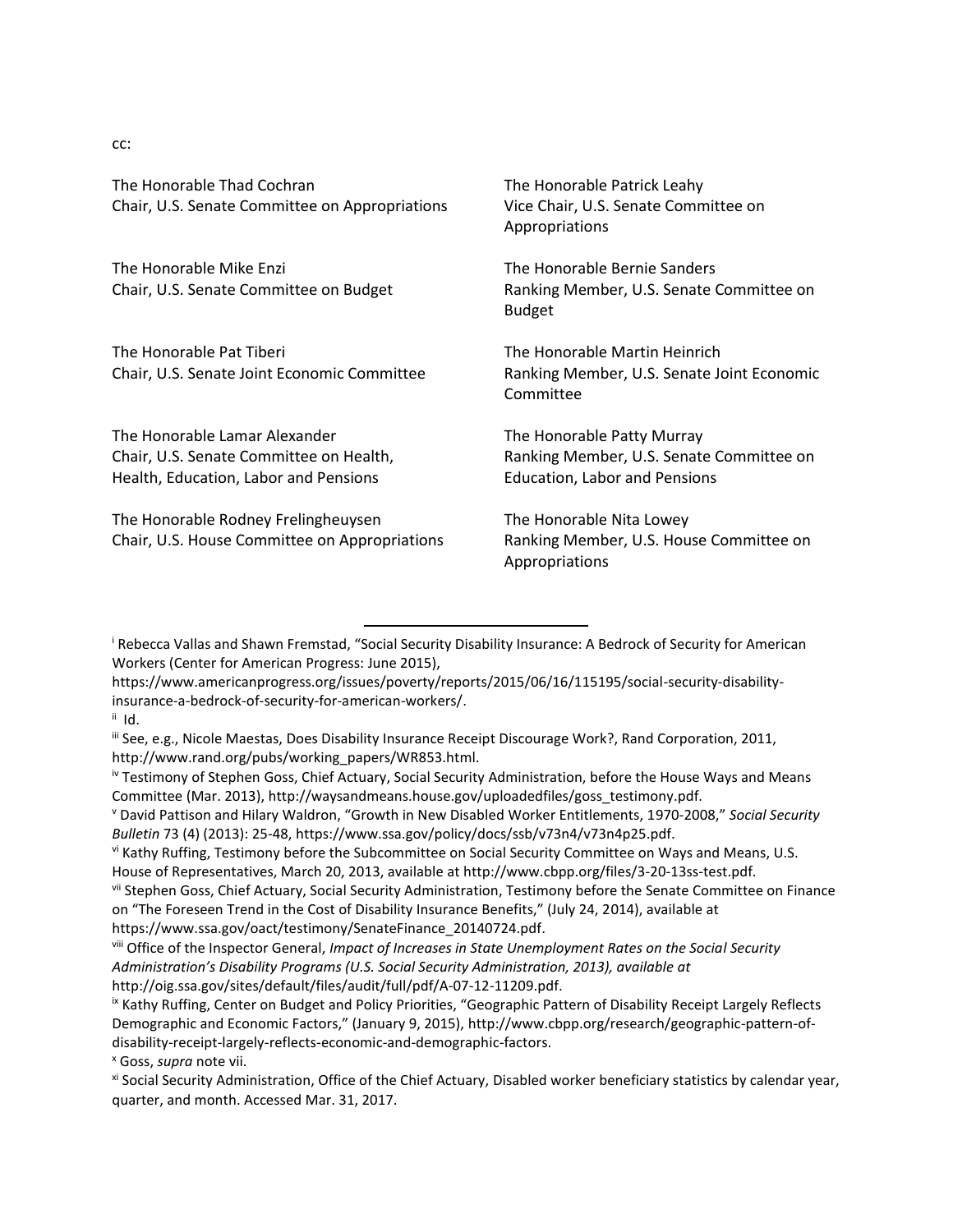cc:

The Honorable Thad Cochran
Chair, U.S. Senate Committee on Appropriations

The Honorable Patrick Leahy
Vice Chair, U.S. Senate Committee on Appropriations

The Honorable Mike Enzi
Chair, U.S. Senate Committee on Budget

The Honorable Bernie Sanders
Ranking Member, U.S. Senate Committee on Budget

The Honorable Pat Tiberi
Chair, U.S. Senate Joint Economic Committee

The Honorable Martin Heinrich
Ranking Member, U.S. Senate Joint Economic Committee

The Honorable Lamar Alexander
Chair, U.S. Senate Committee on Health, Health, Education, Labor and Pensions

The Honorable Patty Murray
Ranking Member, U.S. Senate Committee on Education, Labor and Pensions

The Honorable Rodney Frelingheuysen
Chair, U.S. House Committee on Appropriations

The Honorable Nita Lowey
Ranking Member, U.S. House Committee on Appropriations

---

[i] Rebecca Vallas and Shawn Fremstad, "Social Security Disability Insurance: A Bedrock of Security for American Workers (Center for American Progress: June 2015), https://www.americanprogress.org/issues/poverty/reports/2015/06/16/115195/social-security-disability-insurance-a-bedrock-of-security-for-american-workers/.

[ii] Id.

[iii] See, e.g., Nicole Maestas, Does Disability Insurance Receipt Discourage Work?, Rand Corporation, 2011, http://www.rand.org/pubs/working_papers/WR853.html.

[iv] Testimony of Stephen Goss, Chief Actuary, Social Security Administration, before the House Ways and Means Committee (Mar. 2013), http://waysandmeans.house.gov/uploadedfiles/goss_testimony.pdf.

[v] David Pattison and Hilary Waldron, "Growth in New Disabled Worker Entitlements, 1970-2008," *Social Security Bulletin* 73 (4) (2013): 25-48, https://www.ssa.gov/policy/docs/ssb/v73n4/v73n4p25.pdf.

[vi] Kathy Ruffing, Testimony before the Subcommittee on Social Security Committee on Ways and Means, U.S. House of Representatives, March 20, 2013, available at http://www.cbpp.org/files/3-20-13ss-test.pdf.

[vii] Stephen Goss, Chief Actuary, Social Security Administration, Testimony before the Senate Committee on Finance on "The Foreseen Trend in the Cost of Disability Insurance Benefits," (July 24, 2014), available at https://www.ssa.gov/oact/testimony/SenateFinance_20140724.pdf.

[viii] Office of the Inspector General, *Impact of Increases in State Unemployment Rates on the Social Security Administration's Disability Programs (U.S. Social Security Administration, 2013), available at* http://oig.ssa.gov/sites/default/files/audit/full/pdf/A-07-12-11209.pdf.

[ix] Kathy Ruffing, Center on Budget and Policy Priorities, "Geographic Pattern of Disability Receipt Largely Reflects Demographic and Economic Factors," (January 9, 2015), http://www.cbpp.org/research/geographic-pattern-of-disability-receipt-largely-reflects-economic-and-demographic-factors.

[x] Goss, *supra* note vii.

[xi] Social Security Administration, Office of the Chief Actuary, Disabled worker beneficiary statistics by calendar year, quarter, and month. Accessed Mar. 31, 2017.